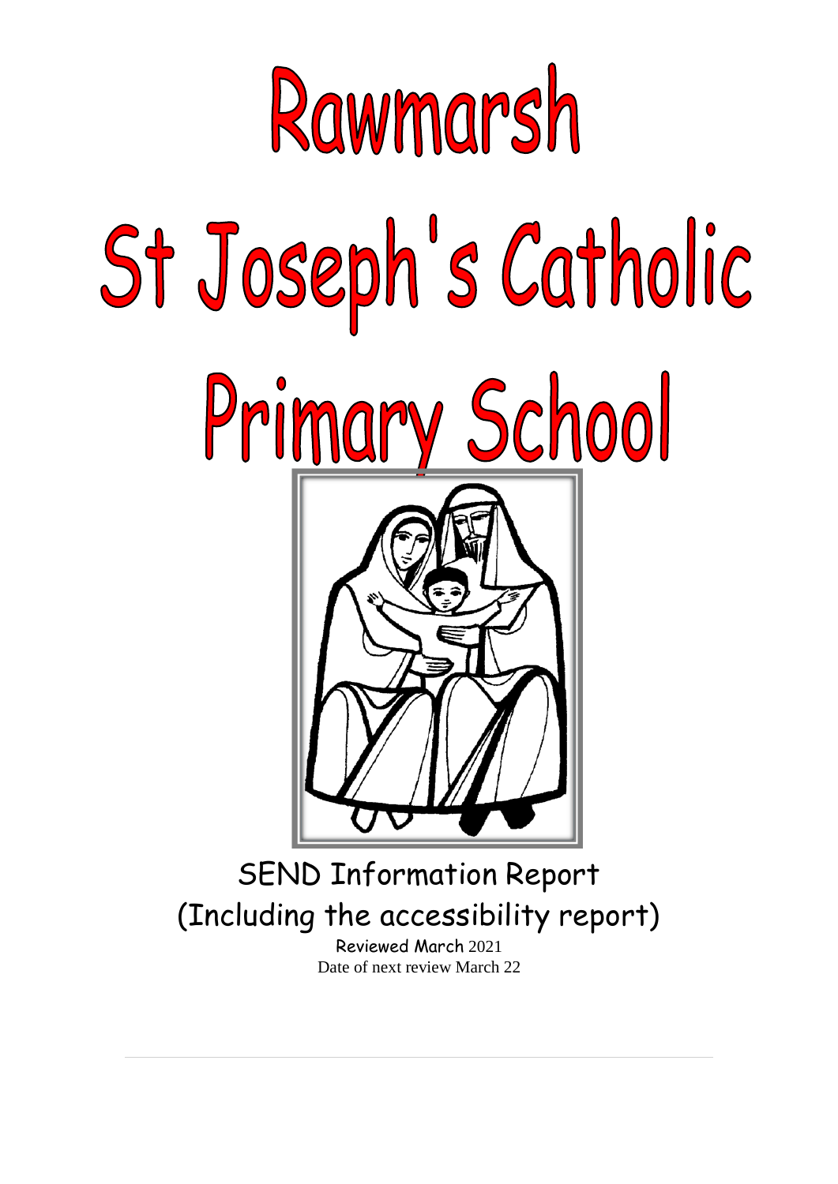# Rawmarsh St Joseph's Catholic Primary School

SEND Information Report
(Including the accessibility report)

Reviewed March 2021
Date of next review March 22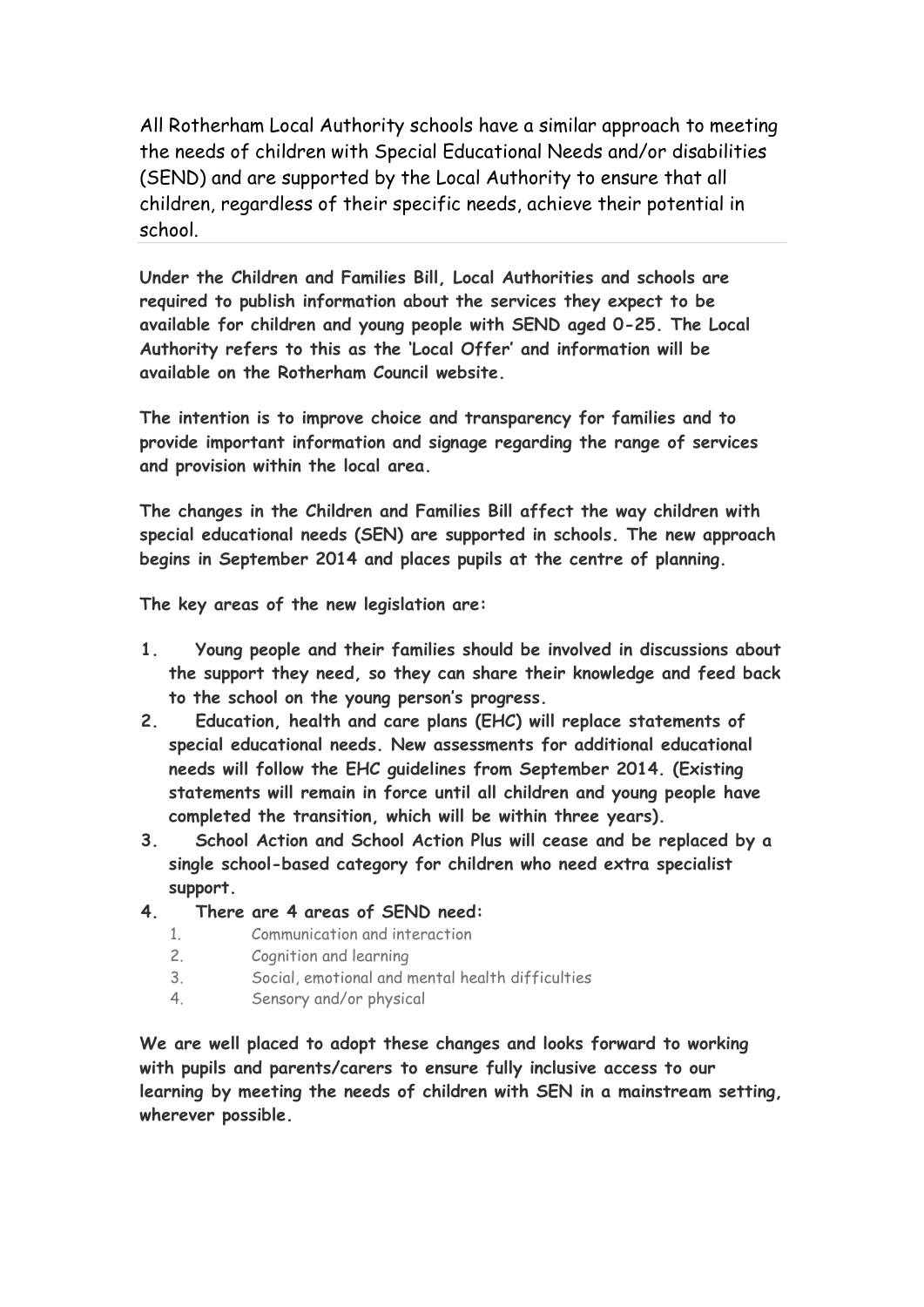All Rotherham Local Authority schools have a similar approach to meeting the needs of children with Special Educational Needs and/or disabilities (SEND) and are supported by the Local Authority to ensure that all children, regardless of their specific needs, achieve their potential in school.

**Under the Children and Families Bill, Local Authorities and schools are required to publish information about the services they expect to be available for children and young people with SEND aged 0-25. The Local Authority refers to this as the 'Local Offer' and information will be available on the Rotherham Council website.**

**The intention is to improve choice and transparency for families and to provide important information and signage regarding the range of services and provision within the local area.**

**The changes in the Children and Families Bill affect the way children with special educational needs (SEN) are supported in schools. The new approach begins in September 2014 and places pupils at the centre of planning.**

**The key areas of the new legislation are:**

1. **Young people and their families should be involved in discussions about the support they need, so they can share their knowledge and feed back to the school on the young person's progress.**
2. **Education, health and care plans (EHC) will replace statements of special educational needs. New assessments for additional educational needs will follow the EHC guidelines from September 2014. (Existing statements will remain in force until all children and young people have completed the transition, which will be within three years).**
3. **School Action and School Action Plus will cease and be replaced by a single school-based category for children who need extra specialist support.**
4. **There are 4 areas of SEND need:**
    1. Communication and interaction
    2. Cognition and learning
    3. Social, emotional and mental health difficulties
    4. Sensory and/or physical

**We are well placed to adopt these changes and looks forward to working with pupils and parents/carers to ensure fully inclusive access to our learning by meeting the needs of children with SEN in a mainstream setting, wherever possible.**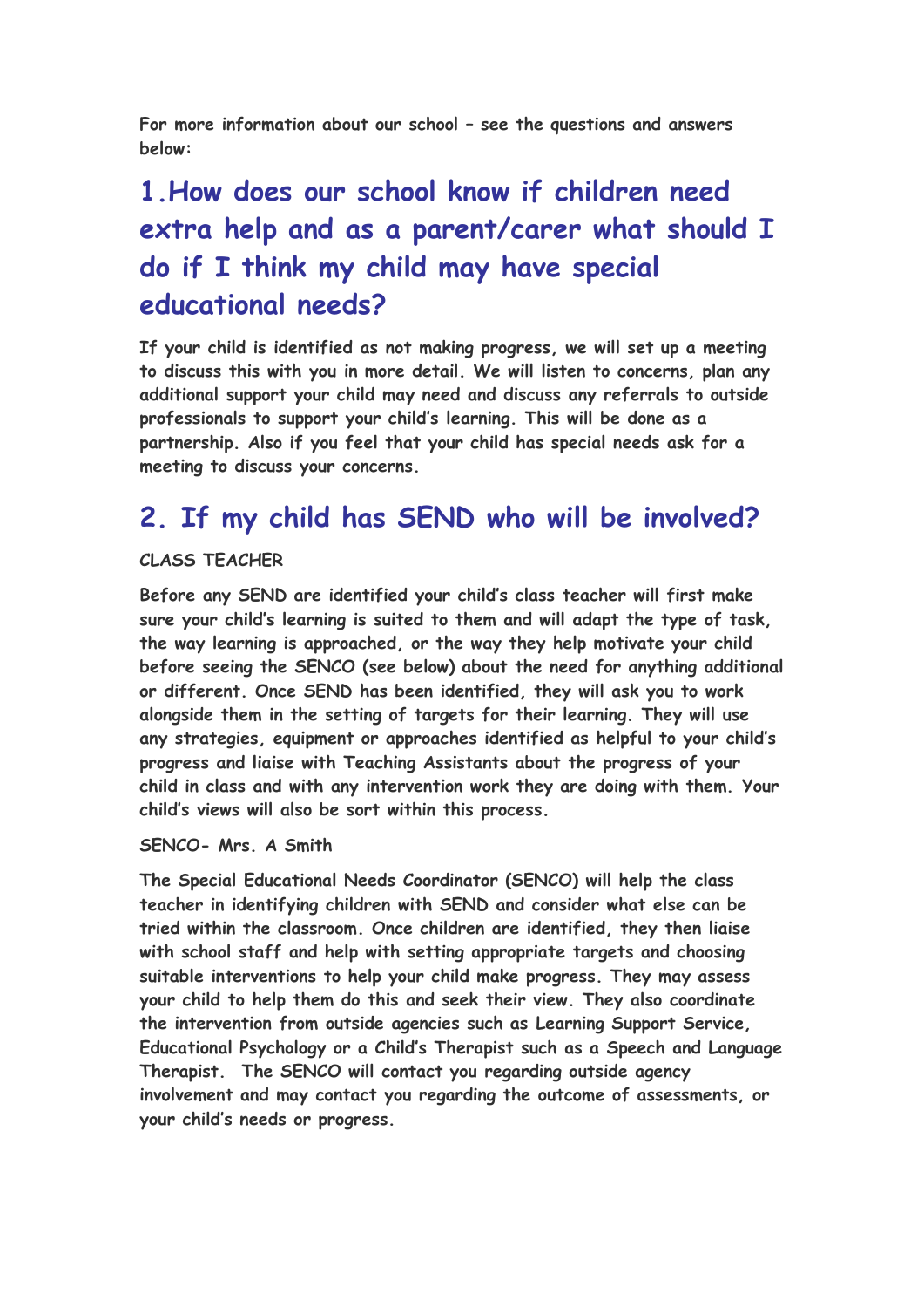**For more information about our school – see the questions and answers below:**

## 1.How does our school know if children need extra help and as a parent/carer what should I do if I think my child may have special educational needs?

**If your child is identified as not making progress, we will set up a meeting to discuss this with you in more detail. We will listen to concerns, plan any additional support your child may need and discuss any referrals to outside professionals to support your child's learning. This will be done as a partnership. Also if you feel that your child has special needs ask for a meeting to discuss your concerns.**

## 2. If my child has SEND who will be involved?

**CLASS TEACHER**

**Before any SEND are identified your child's class teacher will first make sure your child's learning is suited to them and will adapt the type of task, the way learning is approached, or the way they help motivate your child before seeing the SENCO (see below) about the need for anything additional or different. Once SEND has been identified, they will ask you to work alongside them in the setting of targets for their learning. They will use any strategies, equipment or approaches identified as helpful to your child's progress and liaise with Teaching Assistants about the progress of your child in class and with any intervention work they are doing with them. Your child's views will also be sort within this process.**

**SENCO- Mrs. A Smith**

**The Special Educational Needs Coordinator (SENCO) will help the class teacher in identifying children with SEND and consider what else can be tried within the classroom. Once children are identified, they then liaise with school staff and help with setting appropriate targets and choosing suitable interventions to help your child make progress. They may assess your child to help them do this and seek their view. They also coordinate the intervention from outside agencies such as Learning Support Service, Educational Psychology or a Child's Therapist such as a Speech and Language Therapist. The SENCO will contact you regarding outside agency involvement and may contact you regarding the outcome of assessments, or your child's needs or progress.**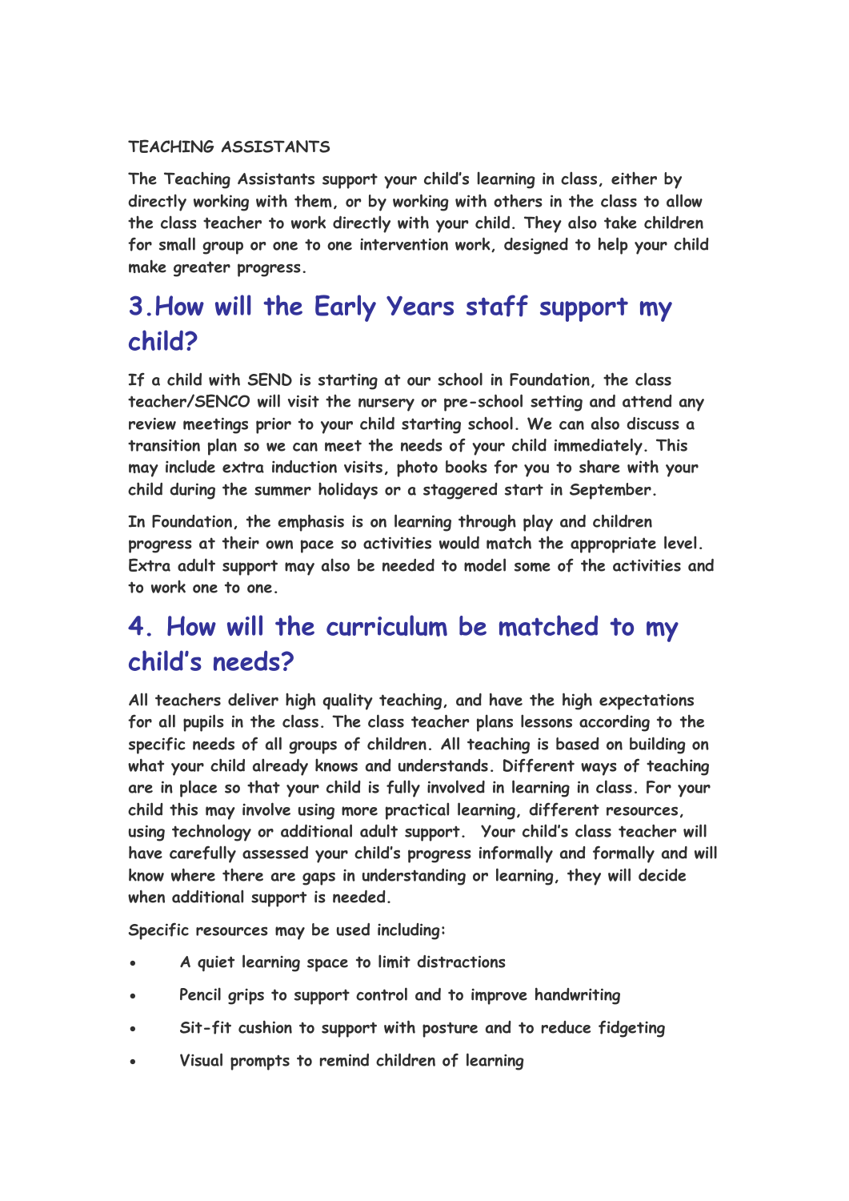TEACHING ASSISTANTS

The Teaching Assistants support your child's learning in class, either by directly working with them, or by working with others in the class to allow the class teacher to work directly with your child. They also take children for small group or one to one intervention work, designed to help your child make greater progress.

## 3.How will the Early Years staff support my child?

If a child with SEND is starting at our school in Foundation, the class teacher/SENCO will visit the nursery or pre-school setting and attend any review meetings prior to your child starting school. We can also discuss a transition plan so we can meet the needs of your child immediately. This may include extra induction visits, photo books for you to share with your child during the summer holidays or a staggered start in September.

In Foundation, the emphasis is on learning through play and children progress at their own pace so activities would match the appropriate level. Extra adult support may also be needed to model some of the activities and to work one to one.

## 4. How will the curriculum be matched to my child's needs?

All teachers deliver high quality teaching, and have the high expectations for all pupils in the class. The class teacher plans lessons according to the specific needs of all groups of children. All teaching is based on building on what your child already knows and understands. Different ways of teaching are in place so that your child is fully involved in learning in class. For your child this may involve using more practical learning, different resources, using technology or additional adult support. Your child's class teacher will have carefully assessed your child's progress informally and formally and will know where there are gaps in understanding or learning, they will decide when additional support is needed.

Specific resources may be used including:

- A quiet learning space to limit distractions
- Pencil grips to support control and to improve handwriting
- Sit-fit cushion to support with posture and to reduce fidgeting
- Visual prompts to remind children of learning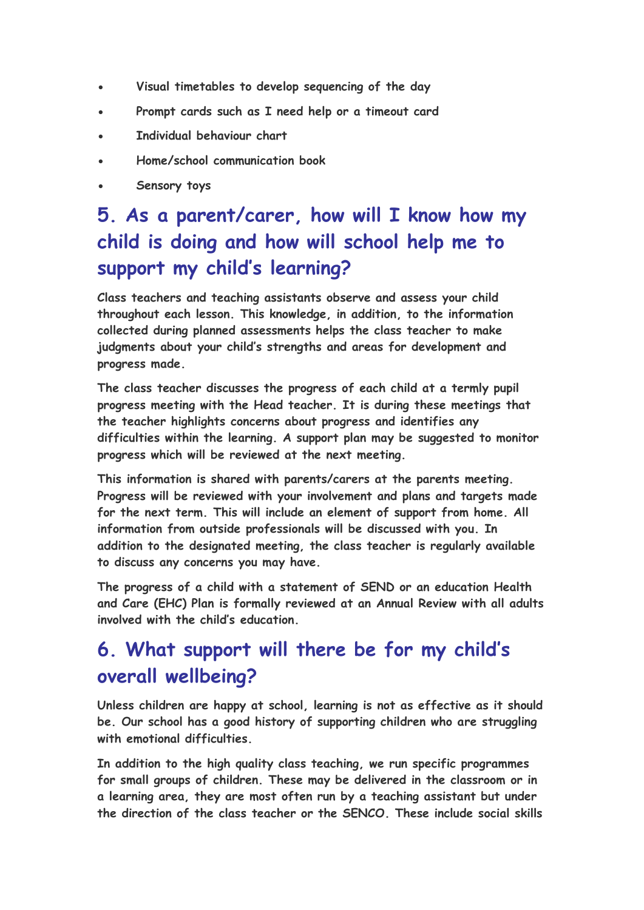- Visual timetables to develop sequencing of the day
- Prompt cards such as I need help or a timeout card
- Individual behaviour chart
- Home/school communication book
- Sensory toys

## 5. As a parent/carer, how will I know how my child is doing and how will school help me to support my child's learning?

Class teachers and teaching assistants observe and assess your child throughout each lesson. This knowledge, in addition, to the information collected during planned assessments helps the class teacher to make judgments about your child's strengths and areas for development and progress made.

The class teacher discusses the progress of each child at a termly pupil progress meeting with the Head teacher. It is during these meetings that the teacher highlights concerns about progress and identifies any difficulties within the learning. A support plan may be suggested to monitor progress which will be reviewed at the next meeting.

This information is shared with parents/carers at the parents meeting. Progress will be reviewed with your involvement and plans and targets made for the next term. This will include an element of support from home. All information from outside professionals will be discussed with you. In addition to the designated meeting, the class teacher is regularly available to discuss any concerns you may have.

The progress of a child with a statement of SEND or an education Health and Care (EHC) Plan is formally reviewed at an Annual Review with all adults involved with the child's education.

## 6. What support will there be for my child's overall wellbeing?

Unless children are happy at school, learning is not as effective as it should be. Our school has a good history of supporting children who are struggling with emotional difficulties.

In addition to the high quality class teaching, we run specific programmes for small groups of children. These may be delivered in the classroom or in a learning area, they are most often run by a teaching assistant but under the direction of the class teacher or the SENCO. These include social skills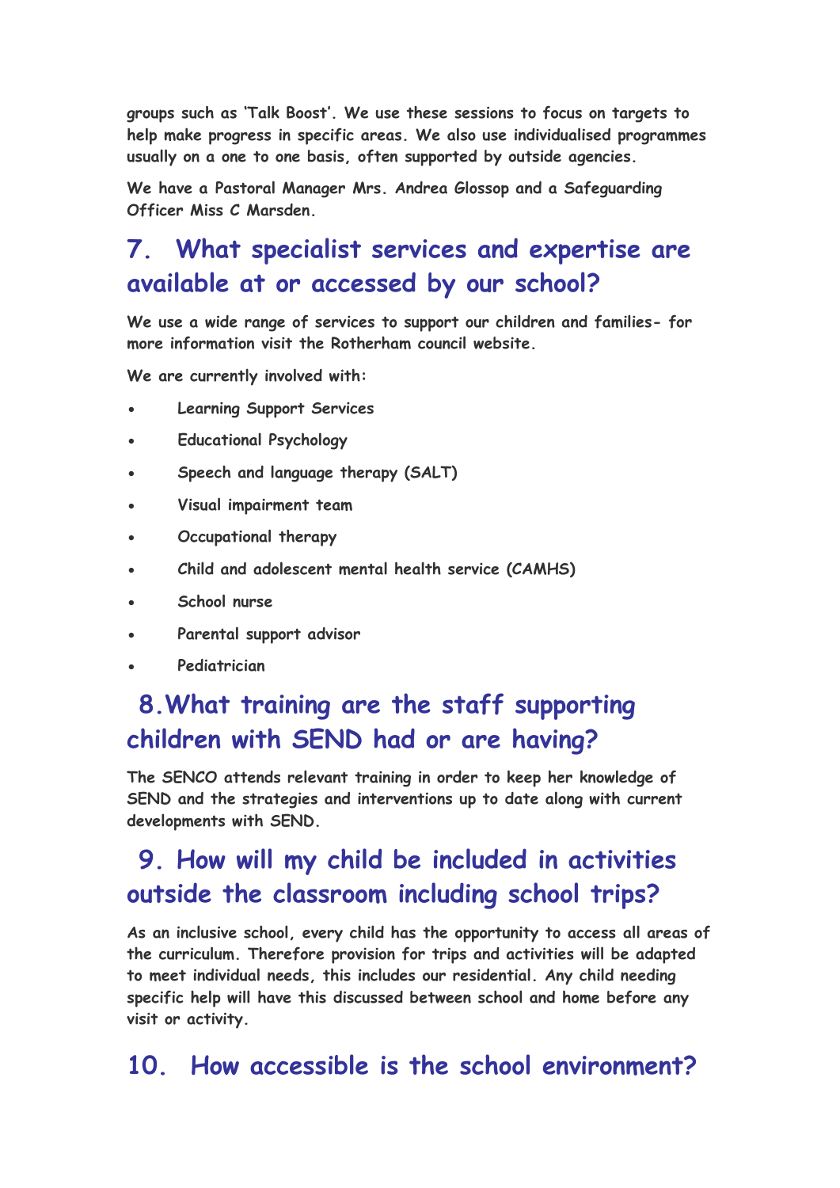**groups such as 'Talk Boost'. We use these sessions to focus on targets to help make progress in specific areas. We also use individualised programmes usually on a one to one basis, often supported by outside agencies.**

**We have a Pastoral Manager Mrs. Andrea Glossop and a Safeguarding Officer Miss C Marsden.**

## 7. What specialist services and expertise are available at or accessed by our school?

**We use a wide range of services to support our children and families- for more information visit the Rotherham council website.**

**We are currently involved with:**

- Learning Support Services
- Educational Psychology
- Speech and language therapy (SALT)
- Visual impairment team
- Occupational therapy
- Child and adolescent mental health service (CAMHS)
- School nurse
- Parental support advisor
- Pediatrician

## 8. What training are the staff supporting children with SEND had or are having?

**The SENCO attends relevant training in order to keep her knowledge of SEND and the strategies and interventions up to date along with current developments with SEND.**

## 9. How will my child be included in activities outside the classroom including school trips?

**As an inclusive school, every child has the opportunity to access all areas of the curriculum. Therefore provision for trips and activities will be adapted to meet individual needs, this includes our residential. Any child needing specific help will have this discussed between school and home before any visit or activity.**

## 10. How accessible is the school environment?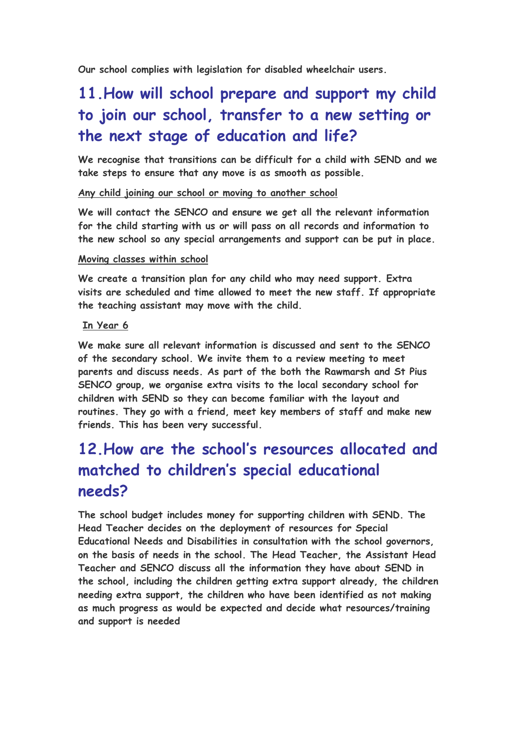**Our school complies with legislation for disabled wheelchair users.**

## 11. How will school prepare and support my child to join our school, transfer to a new setting or the next stage of education and life?

**We recognise that transitions can be difficult for a child with SEND and we take steps to ensure that any move is as smooth as possible.**

<u>Any child joining our school or moving to another school</u>

**We will contact the SENCO and ensure we get all the relevant information for the child starting with us or will pass on all records and information to the new school so any special arrangements and support can be put in place.**

<u>Moving classes within school</u>

**We create a transition plan for any child who may need support. Extra visits are scheduled and time allowed to meet the new staff. If appropriate the teaching assistant may move with the child.**

<u>In Year 6</u>

**We make sure all relevant information is discussed and sent to the SENCO of the secondary school. We invite them to a review meeting to meet parents and discuss needs. As part of the both the Rawmarsh and St Pius SENCO group, we organise extra visits to the local secondary school for children with SEND so they can become familiar with the layout and routines. They go with a friend, meet key members of staff and make new friends. This has been very successful.**

## 12. How are the school's resources allocated and matched to children's special educational needs?

**The school budget includes money for supporting children with SEND. The Head Teacher decides on the deployment of resources for Special Educational Needs and Disabilities in consultation with the school governors, on the basis of needs in the school. The Head Teacher, the Assistant Head Teacher and SENCO discuss all the information they have about SEND in the school, including the children getting extra support already, the children needing extra support, the children who have been identified as not making as much progress as would be expected and decide what resources/training and support is needed**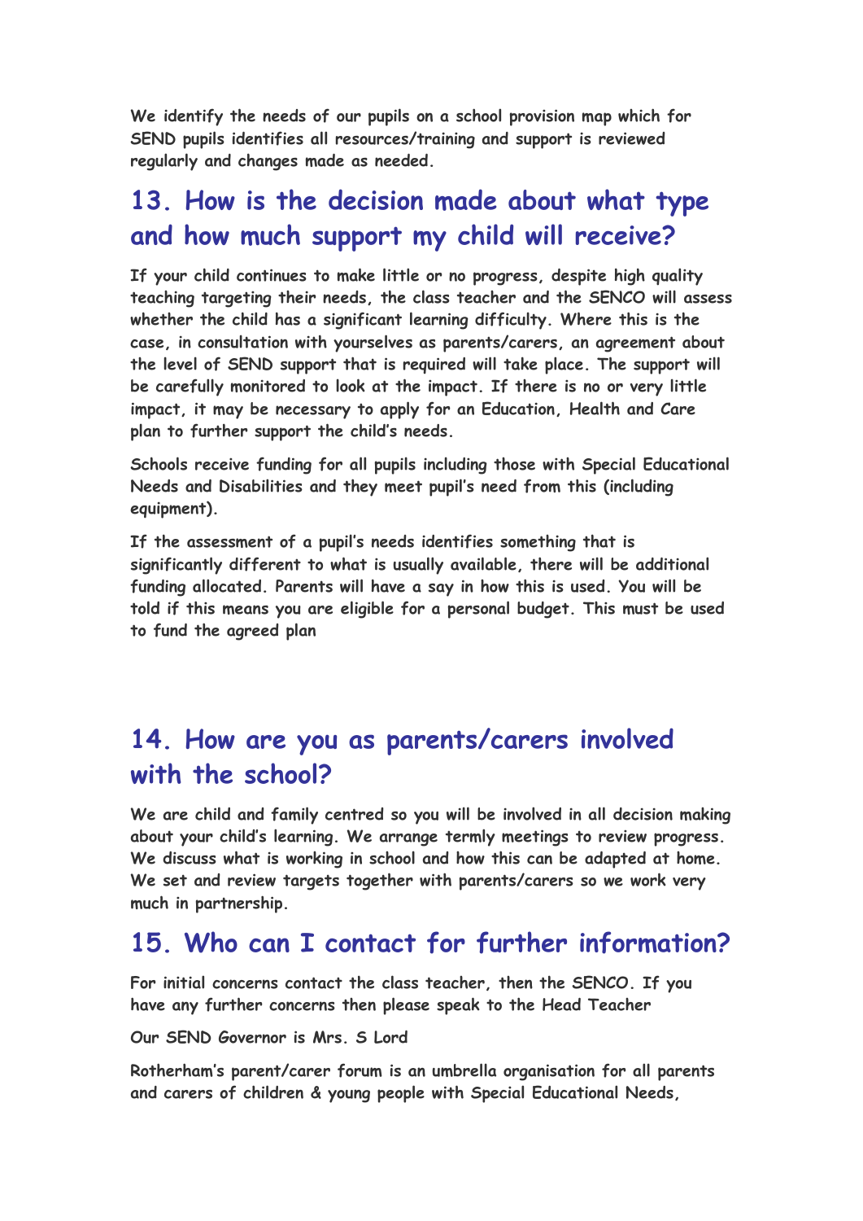**We identify the needs of our pupils on a school provision map which for SEND pupils identifies all resources/training and support is reviewed regularly and changes made as needed.**

## 13. How is the decision made about what type and how much support my child will receive?

**If your child continues to make little or no progress, despite high quality teaching targeting their needs, the class teacher and the SENCO will assess whether the child has a significant learning difficulty. Where this is the case, in consultation with yourselves as parents/carers, an agreement about the level of SEND support that is required will take place. The support will be carefully monitored to look at the impact. If there is no or very little impact, it may be necessary to apply for an Education, Health and Care plan to further support the child's needs.**

**Schools receive funding for all pupils including those with Special Educational Needs and Disabilities and they meet pupil's need from this (including equipment).**

**If the assessment of a pupil's needs identifies something that is significantly different to what is usually available, there will be additional funding allocated. Parents will have a say in how this is used. You will be told if this means you are eligible for a personal budget. This must be used to fund the agreed plan**

## 14. How are you as parents/carers involved with the school?

**We are child and family centred so you will be involved in all decision making about your child's learning. We arrange termly meetings to review progress. We discuss what is working in school and how this can be adapted at home. We set and review targets together with parents/carers so we work very much in partnership.**

## 15. Who can I contact for further information?

**For initial concerns contact the class teacher, then the SENCO. If you have any further concerns then please speak to the Head Teacher**

**Our SEND Governor is Mrs. S Lord**

**Rotherham's parent/carer forum is an umbrella organisation for all parents and carers of children & young people with Special Educational Needs,**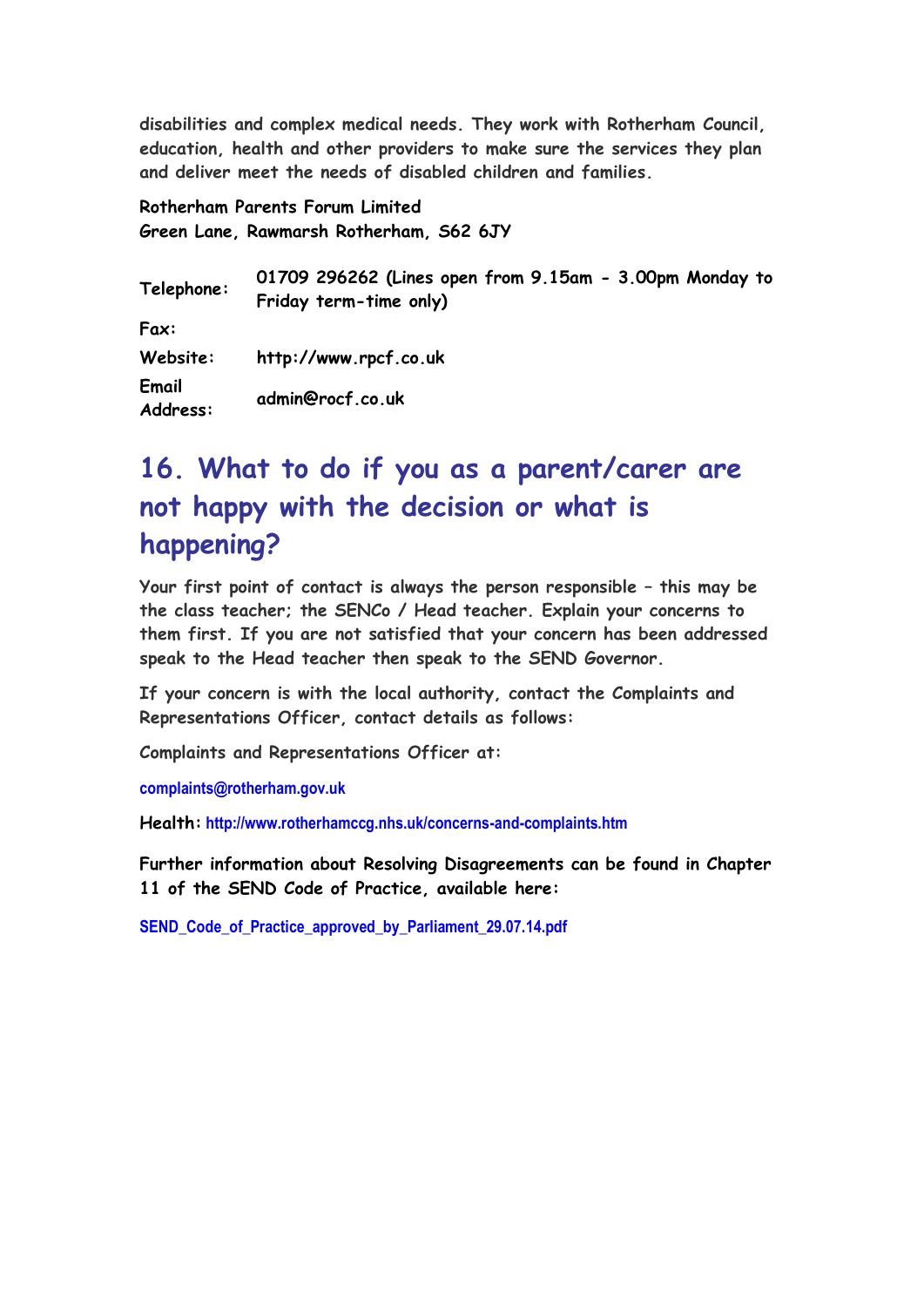disabilities and complex medical needs. They work with Rotherham Council, education, health and other providers to make sure the services they plan and deliver meet the needs of disabled children and families.

**Rotherham Parents Forum Limited**
**Green Lane, Rawmarsh Rotherham, S62 6JY**

| | |
|---|---|
| **Telephone:** | **01709 296262 (Lines open from 9.15am - 3.00pm Monday to Friday term-time only)** |
| **Fax:** | |
| **Website:** | **http://www.rpcf.co.uk** |
| **Email Address:** | **admin@rocf.co.uk** |

## 16. What to do if you as a parent/carer are not happy with the decision or what is happening?

Your first point of contact is always the person responsible – this may be the class teacher; the SENCo / Head teacher. Explain your concerns to them first. If you are not satisfied that your concern has been addressed speak to the Head teacher then speak to the SEND Governor.

If your concern is with the local authority, contact the Complaints and Representations Officer, contact details as follows:

Complaints and Representations Officer at:

complaints@rotherham.gov.uk

**Health:** http://www.rotherhamccg.nhs.uk/concerns-and-complaints.htm

**Further information about Resolving Disagreements can be found in Chapter 11 of the SEND Code of Practice, available here:**

SEND_Code_of_Practice_approved_by_Parliament_29.07.14.pdf